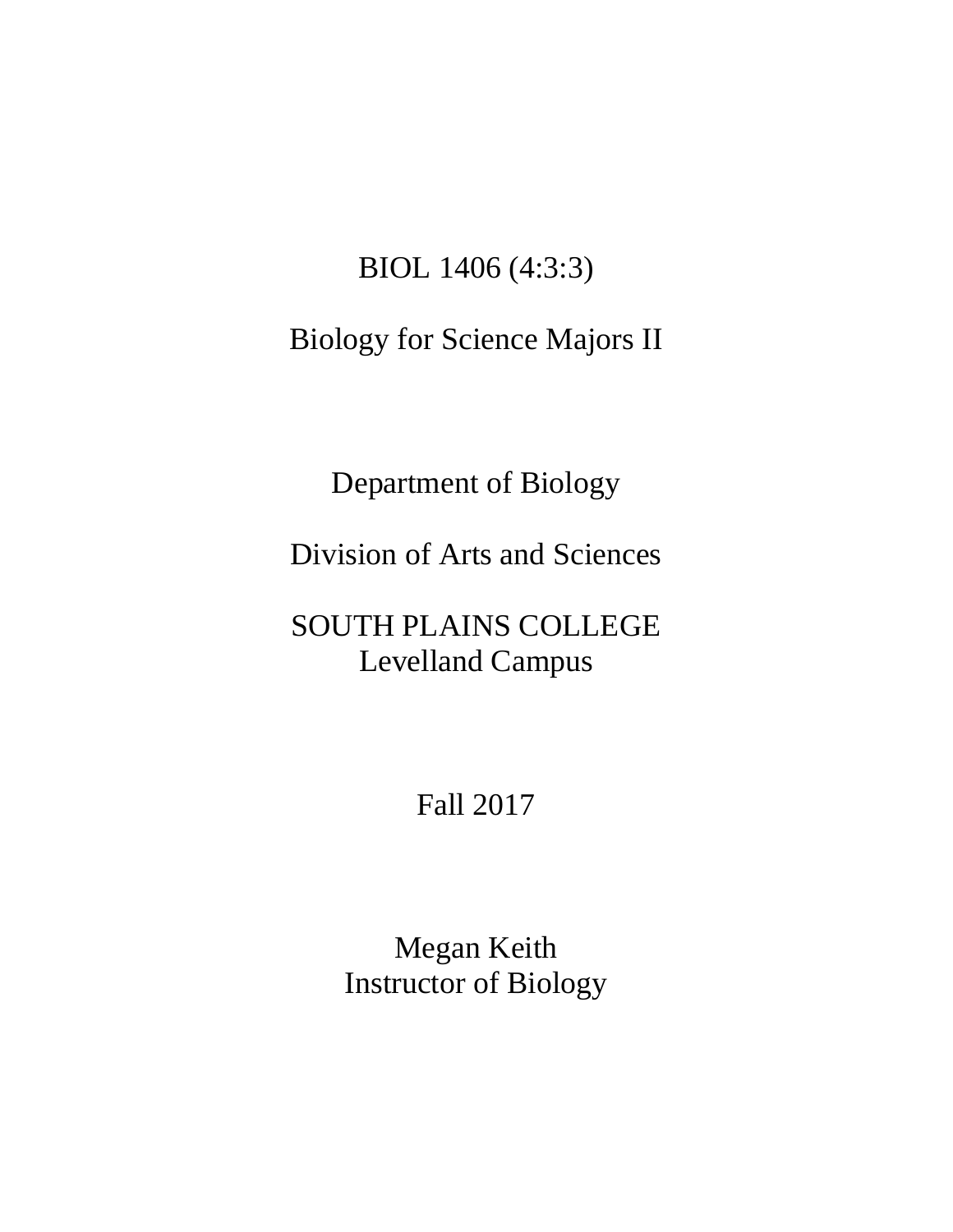# BIOL 1406 (4:3:3)

## Biology for Science Majors II

Department of Biology

Division of Arts and Sciences

SOUTH PLAINS COLLEGE
Levelland Campus

Fall 2017

Megan Keith
Instructor of Biology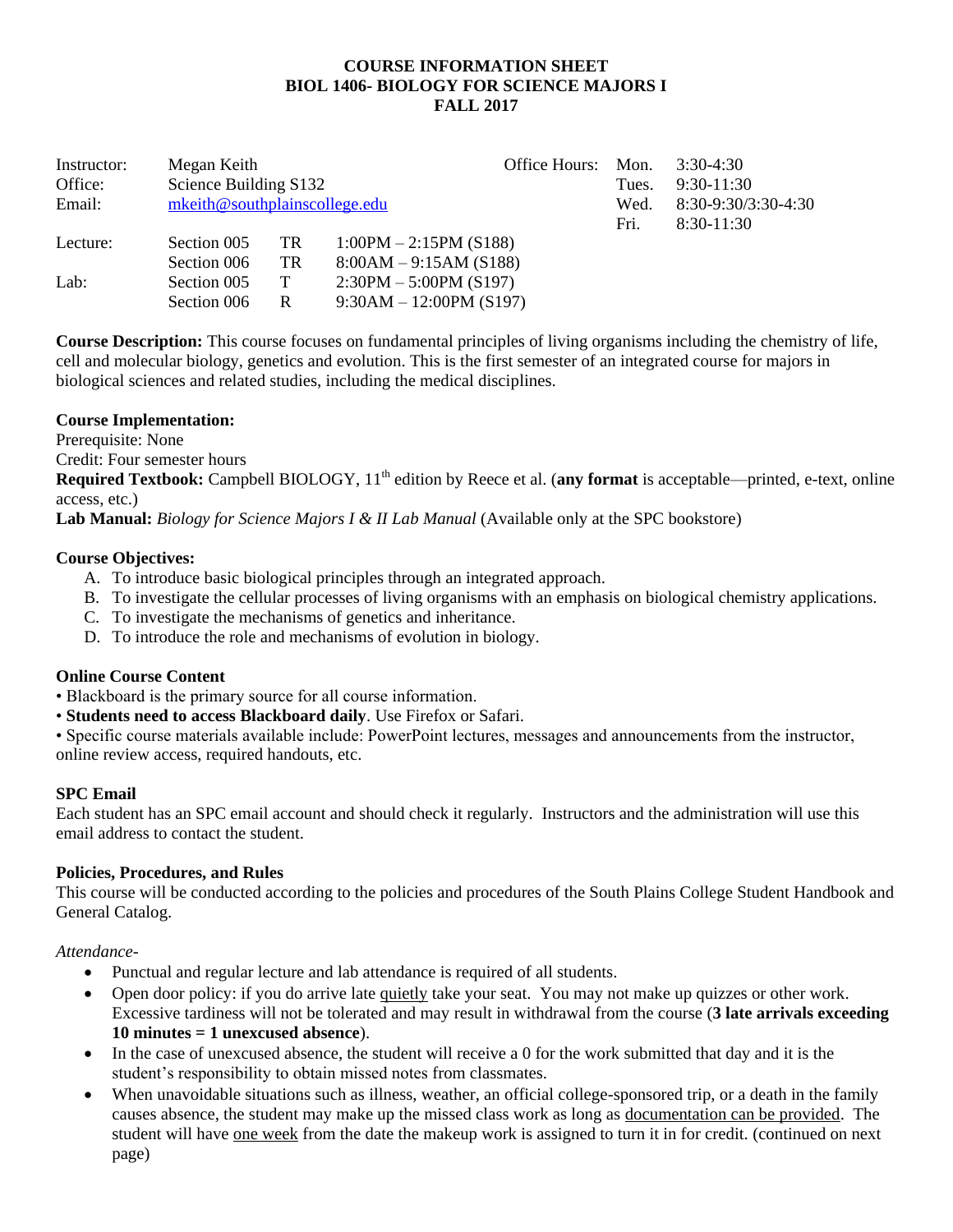**COURSE INFORMATION SHEET**
**BIOL 1406- BIOLOGY FOR SCIENCE MAJORS I**
**FALL 2017**

| | | | | | | |
|---|---|---|---|---|---|---|
| Instructor: | Megan Keith | | | Office Hours: | Mon. | 3:30-4:30 |
| Office: | Science Building S132 | | | | Tues. | 9:30-11:30 |
| Email: | mkeith@southplainscollege.edu | | | | Wed. | 8:30-9:30/3:30-4:30 |
| | | | | | Fri. | 8:30-11:30 |
| Lecture: | Section 005 | TR | 1:00PM – 2:15PM (S188) | | | |
| | Section 006 | TR | 8:00AM – 9:15AM (S188) | | | |
| Lab: | Section 005 | T | 2:30PM – 5:00PM (S197) | | | |
| | Section 006 | R | 9:30AM – 12:00PM (S197) | | | |

**Course Description:** This course focuses on fundamental principles of living organisms including the chemistry of life, cell and molecular biology, genetics and evolution. This is the first semester of an integrated course for majors in biological sciences and related studies, including the medical disciplines.

**Course Implementation:**
Prerequisite: None
Credit: Four semester hours
**Required Textbook:** Campbell BIOLOGY, 11th edition by Reece et al. (**any format** is acceptable—printed, e-text, online access, etc.)
**Lab Manual:** *Biology for Science Majors I & II Lab Manual* (Available only at the SPC bookstore)

**Course Objectives:**
A. To introduce basic biological principles through an integrated approach.
B. To investigate the cellular processes of living organisms with an emphasis on biological chemistry applications.
C. To investigate the mechanisms of genetics and inheritance.
D. To introduce the role and mechanisms of evolution in biology.

**Online Course Content**
• Blackboard is the primary source for all course information.
• **Students need to access Blackboard daily**. Use Firefox or Safari.
• Specific course materials available include: PowerPoint lectures, messages and announcements from the instructor, online review access, required handouts, etc.

**SPC Email**
Each student has an SPC email account and should check it regularly. Instructors and the administration will use this email address to contact the student.

**Policies, Procedures, and Rules**
This course will be conducted according to the policies and procedures of the South Plains College Student Handbook and General Catalog.

*Attendance-*
- Punctual and regular lecture and lab attendance is required of all students.
- Open door policy: if you do arrive late quietly take your seat. You may not make up quizzes or other work. Excessive tardiness will not be tolerated and may result in withdrawal from the course (**3 late arrivals exceeding 10 minutes = 1 unexcused absence**).
- In the case of unexcused absence, the student will receive a 0 for the work submitted that day and it is the student's responsibility to obtain missed notes from classmates.
- When unavoidable situations such as illness, weather, an official college-sponsored trip, or a death in the family causes absence, the student may make up the missed class work as long as documentation can be provided. The student will have one week from the date the makeup work is assigned to turn it in for credit. (continued on next page)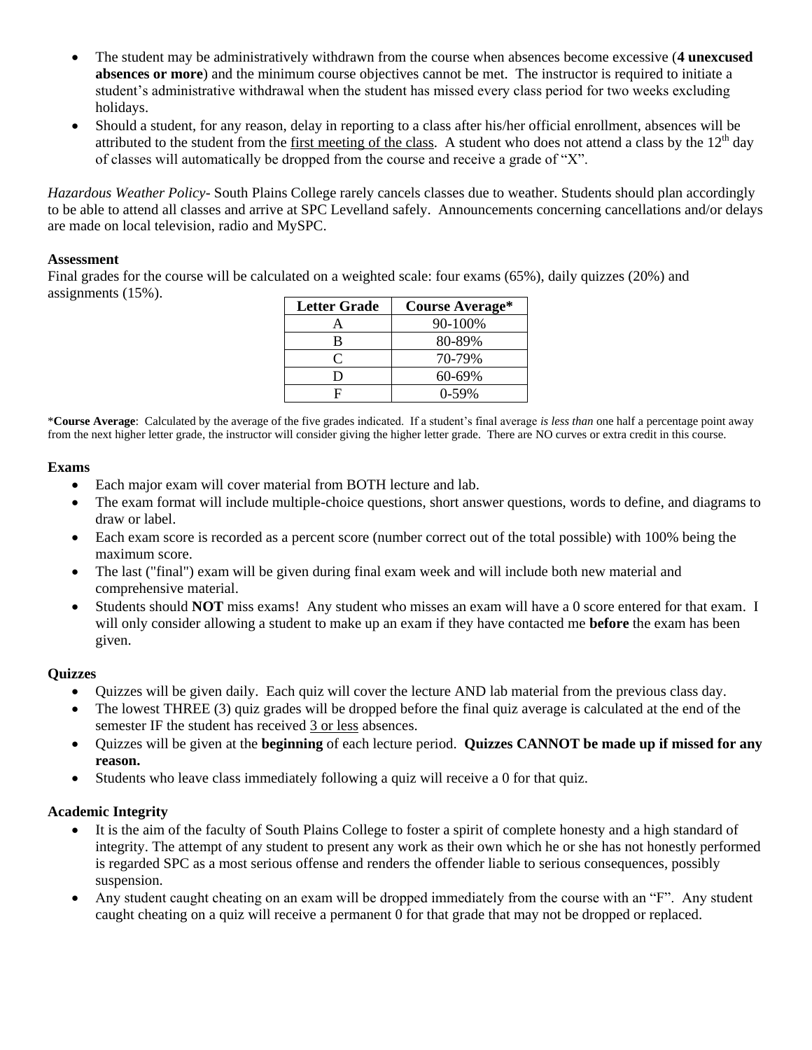- The student may be administratively withdrawn from the course when absences become excessive (**4 unexcused absences or more**) and the minimum course objectives cannot be met. The instructor is required to initiate a student's administrative withdrawal when the student has missed every class period for two weeks excluding holidays.
- Should a student, for any reason, delay in reporting to a class after his/her official enrollment, absences will be attributed to the student from the first meeting of the class. A student who does not attend a class by the 12th day of classes will automatically be dropped from the course and receive a grade of "X".

*Hazardous Weather Policy*- South Plains College rarely cancels classes due to weather. Students should plan accordingly to be able to attend all classes and arrive at SPC Levelland safely. Announcements concerning cancellations and/or delays are made on local television, radio and MySPC.

**Assessment**

Final grades for the course will be calculated on a weighted scale: four exams (65%), daily quizzes (20%) and assignments (15%).

| Letter Grade | Course Average* |
| --- | --- |
| A | 90-100% |
| B | 80-89% |
| C | 70-79% |
| D | 60-69% |
| F | 0-59% |

\***Course Average**: Calculated by the average of the five grades indicated. If a student's final average *is less than* one half a percentage point away from the next higher letter grade, the instructor will consider giving the higher letter grade. There are NO curves or extra credit in this course.

**Exams**

- Each major exam will cover material from BOTH lecture and lab.
- The exam format will include multiple-choice questions, short answer questions, words to define, and diagrams to draw or label.
- Each exam score is recorded as a percent score (number correct out of the total possible) with 100% being the maximum score.
- The last ("final") exam will be given during final exam week and will include both new material and comprehensive material.
- Students should **NOT** miss exams! Any student who misses an exam will have a 0 score entered for that exam. I will only consider allowing a student to make up an exam if they have contacted me **before** the exam has been given.

**Quizzes**

- Quizzes will be given daily. Each quiz will cover the lecture AND lab material from the previous class day.
- The lowest THREE (3) quiz grades will be dropped before the final quiz average is calculated at the end of the semester IF the student has received 3 or less absences.
- Quizzes will be given at the **beginning** of each lecture period. **Quizzes CANNOT be made up if missed for any reason.**
- Students who leave class immediately following a quiz will receive a 0 for that quiz.

**Academic Integrity**

- It is the aim of the faculty of South Plains College to foster a spirit of complete honesty and a high standard of integrity. The attempt of any student to present any work as their own which he or she has not honestly performed is regarded SPC as a most serious offense and renders the offender liable to serious consequences, possibly suspension.
- Any student caught cheating on an exam will be dropped immediately from the course with an "F". Any student caught cheating on a quiz will receive a permanent 0 for that grade that may not be dropped or replaced.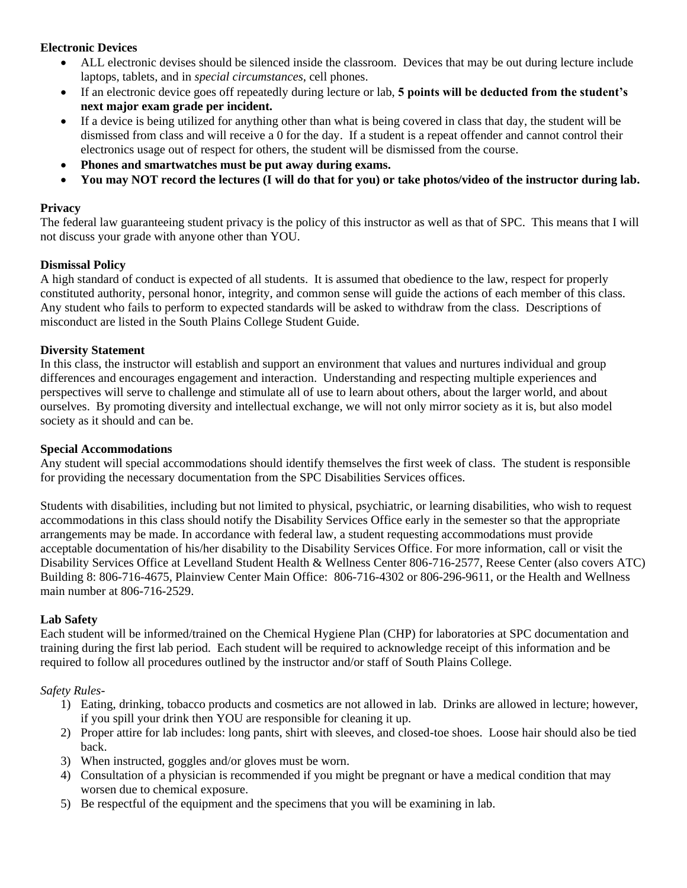**Electronic Devices**

- ALL electronic devises should be silenced inside the classroom. Devices that may be out during lecture include laptops, tablets, and in *special circumstances*, cell phones.
- If an electronic device goes off repeatedly during lecture or lab, **5 points will be deducted from the student's next major exam grade per incident.**
- If a device is being utilized for anything other than what is being covered in class that day, the student will be dismissed from class and will receive a 0 for the day. If a student is a repeat offender and cannot control their electronics usage out of respect for others, the student will be dismissed from the course.
- **Phones and smartwatches must be put away during exams.**
- **You may NOT record the lectures (I will do that for you) or take photos/video of the instructor during lab.**

**Privacy**

The federal law guaranteeing student privacy is the policy of this instructor as well as that of SPC. This means that I will not discuss your grade with anyone other than YOU.

**Dismissal Policy**

A high standard of conduct is expected of all students. It is assumed that obedience to the law, respect for properly constituted authority, personal honor, integrity, and common sense will guide the actions of each member of this class. Any student who fails to perform to expected standards will be asked to withdraw from the class. Descriptions of misconduct are listed in the South Plains College Student Guide.

**Diversity Statement**

In this class, the instructor will establish and support an environment that values and nurtures individual and group differences and encourages engagement and interaction. Understanding and respecting multiple experiences and perspectives will serve to challenge and stimulate all of use to learn about others, about the larger world, and about ourselves. By promoting diversity and intellectual exchange, we will not only mirror society as it is, but also model society as it should and can be.

**Special Accommodations**

Any student will special accommodations should identify themselves the first week of class. The student is responsible for providing the necessary documentation from the SPC Disabilities Services offices.

Students with disabilities, including but not limited to physical, psychiatric, or learning disabilities, who wish to request accommodations in this class should notify the Disability Services Office early in the semester so that the appropriate arrangements may be made. In accordance with federal law, a student requesting accommodations must provide acceptable documentation of his/her disability to the Disability Services Office. For more information, call or visit the Disability Services Office at Levelland Student Health & Wellness Center 806-716-2577, Reese Center (also covers ATC) Building 8: 806-716-4675, Plainview Center Main Office: 806-716-4302 or 806-296-9611, or the Health and Wellness main number at 806-716-2529.

**Lab Safety**

Each student will be informed/trained on the Chemical Hygiene Plan (CHP) for laboratories at SPC documentation and training during the first lab period. Each student will be required to acknowledge receipt of this information and be required to follow all procedures outlined by the instructor and/or staff of South Plains College.

*Safety Rules-*

1) Eating, drinking, tobacco products and cosmetics are not allowed in lab. Drinks are allowed in lecture; however, if you spill your drink then YOU are responsible for cleaning it up.
2) Proper attire for lab includes: long pants, shirt with sleeves, and closed-toe shoes. Loose hair should also be tied back.
3) When instructed, goggles and/or gloves must be worn.
4) Consultation of a physician is recommended if you might be pregnant or have a medical condition that may worsen due to chemical exposure.
5) Be respectful of the equipment and the specimens that you will be examining in lab.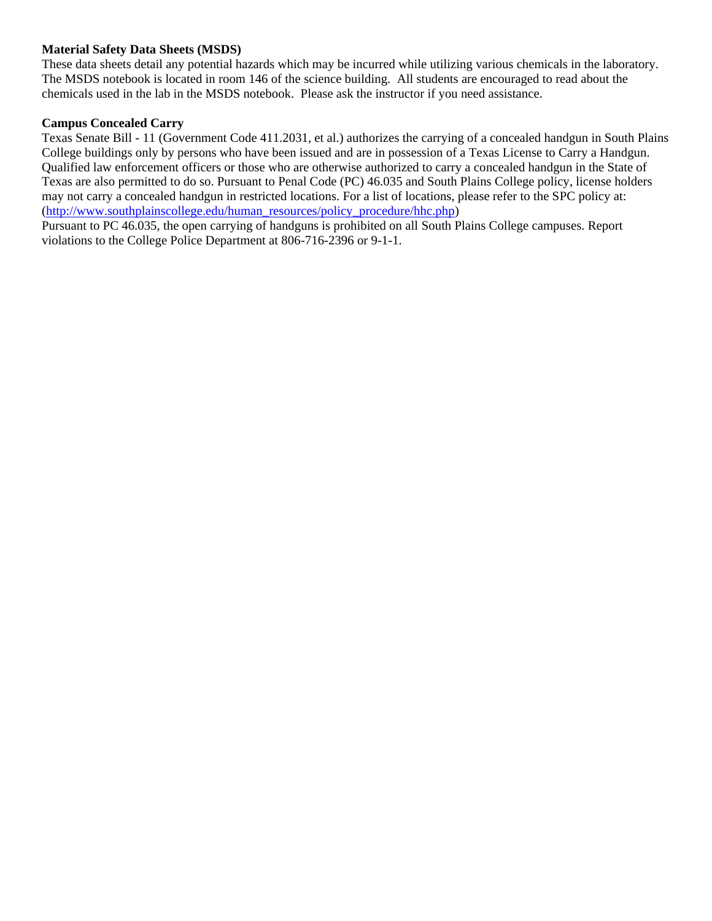**Material Safety Data Sheets (MSDS)**

These data sheets detail any potential hazards which may be incurred while utilizing various chemicals in the laboratory. The MSDS notebook is located in room 146 of the science building. All students are encouraged to read about the chemicals used in the lab in the MSDS notebook. Please ask the instructor if you need assistance.

**Campus Concealed Carry**

Texas Senate Bill - 11 (Government Code 411.2031, et al.) authorizes the carrying of a concealed handgun in South Plains College buildings only by persons who have been issued and are in possession of a Texas License to Carry a Handgun. Qualified law enforcement officers or those who are otherwise authorized to carry a concealed handgun in the State of Texas are also permitted to do so. Pursuant to Penal Code (PC) 46.035 and South Plains College policy, license holders may not carry a concealed handgun in restricted locations. For a list of locations, please refer to the SPC policy at: (http://www.southplainscollege.edu/human_resources/policy_procedure/hhc.php)

Pursuant to PC 46.035, the open carrying of handguns is prohibited on all South Plains College campuses. Report violations to the College Police Department at 806-716-2396 or 9-1-1.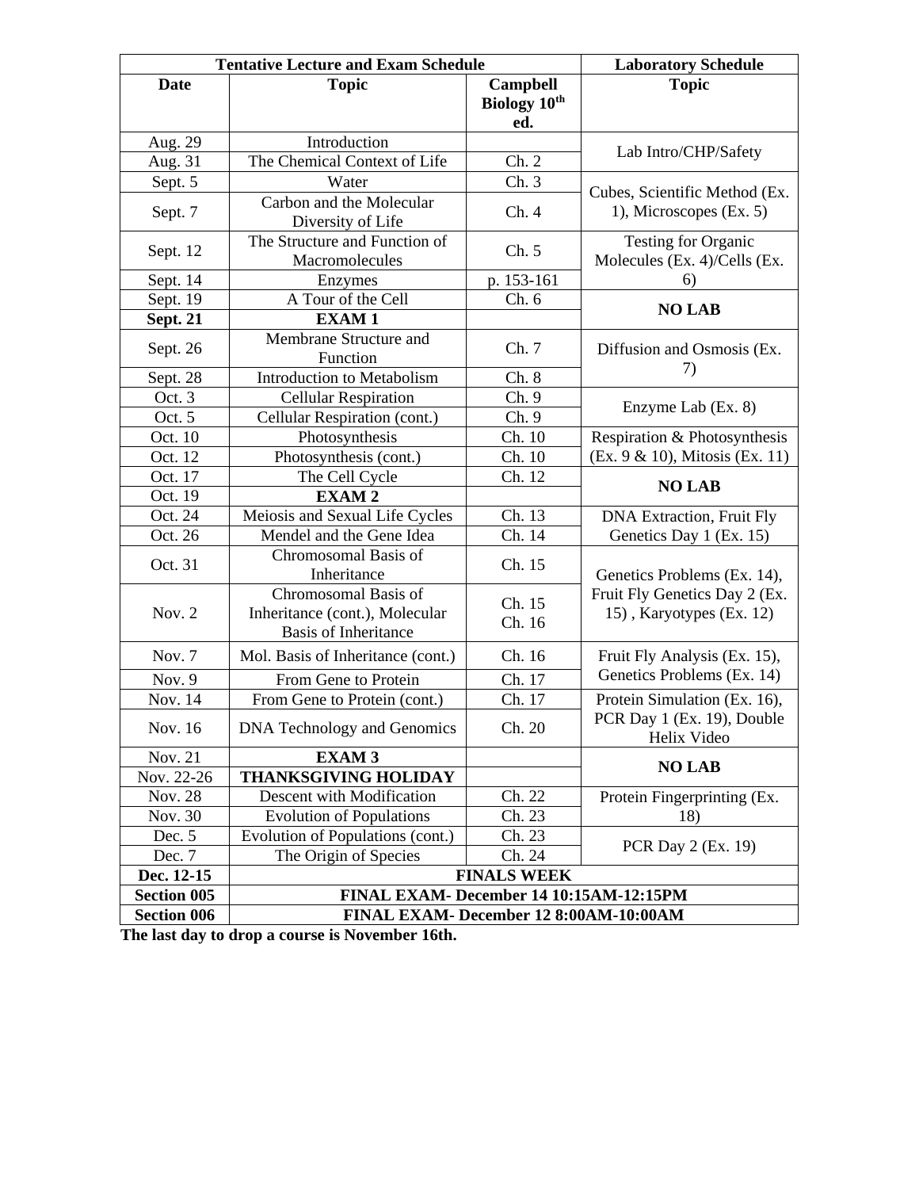| Tentative Lecture and Exam Schedule | | | Laboratory Schedule |
|---|---|---|---|
| **Date** | **Topic** | **Campbell Biology 10th ed.** | **Topic** |
| Aug. 29 | Introduction | | Lab Intro/CHP/Safety |
| Aug. 31 | The Chemical Context of Life | Ch. 2 | |
| Sept. 5 | Water | Ch. 3 | Cubes, Scientific Method (Ex. 1), Microscopes (Ex. 5) |
| Sept. 7 | Carbon and the Molecular Diversity of Life | Ch. 4 | |
| Sept. 12 | The Structure and Function of Macromolecules | Ch. 5 | Testing for Organic Molecules (Ex. 4)/Cells (Ex. 6) |
| Sept. 14 | Enzymes | p. 153-161 | |
| Sept. 19 | A Tour of the Cell | Ch. 6 | **NO LAB** |
| **Sept. 21** | **EXAM 1** | | |
| Sept. 26 | Membrane Structure and Function | Ch. 7 | Diffusion and Osmosis (Ex. 7) |
| Sept. 28 | Introduction to Metabolism | Ch. 8 | |
| Oct. 3 | Cellular Respiration | Ch. 9 | Enzyme Lab (Ex. 8) |
| Oct. 5 | Cellular Respiration (cont.) | Ch. 9 | |
| Oct. 10 | Photosynthesis | Ch. 10 | Respiration & Photosynthesis (Ex. 9 & 10), Mitosis (Ex. 11) |
| Oct. 12 | Photosynthesis (cont.) | Ch. 10 | |
| Oct. 17 | The Cell Cycle | Ch. 12 | **NO LAB** |
| Oct. 19 | **EXAM 2** | | |
| Oct. 24 | Meiosis and Sexual Life Cycles | Ch. 13 | DNA Extraction, Fruit Fly Genetics Day 1 (Ex. 15) |
| Oct. 26 | Mendel and the Gene Idea | Ch. 14 | |
| Oct. 31 | Chromosomal Basis of Inheritance | Ch. 15 | Genetics Problems (Ex. 14), Fruit Fly Genetics Day 2 (Ex. 15) , Karyotypes (Ex. 12) |
| Nov. 2 | Chromosomal Basis of Inheritance (cont.), Molecular Basis of Inheritance | Ch. 15 Ch. 16 | |
| Nov. 7 | Mol. Basis of Inheritance (cont.) | Ch. 16 | Fruit Fly Analysis (Ex. 15), Genetics Problems (Ex. 14) |
| Nov. 9 | From Gene to Protein | Ch. 17 | |
| Nov. 14 | From Gene to Protein (cont.) | Ch. 17 | Protein Simulation (Ex. 16), PCR Day 1 (Ex. 19), Double Helix Video |
| Nov. 16 | DNA Technology and Genomics | Ch. 20 | |
| Nov. 21 | **EXAM 3** | | **NO LAB** |
| Nov. 22-26 | **THANKSGIVING HOLIDAY** | | |
| Nov. 28 | Descent with Modification | Ch. 22 | Protein Fingerprinting (Ex. 18) |
| Nov. 30 | Evolution of Populations | Ch. 23 | |
| Dec. 5 | Evolution of Populations (cont.) | Ch. 23 | PCR Day 2 (Ex. 19) |
| Dec. 7 | The Origin of Species | Ch. 24 | |
| **Dec. 12-15** | **FINALS WEEK** | | |
| **Section 005** | **FINAL EXAM- December 14 10:15AM-12:15PM** | | |
| **Section 006** | **FINAL EXAM- December 12 8:00AM-10:00AM** | | |

**The last day to drop a course is November 16th.**